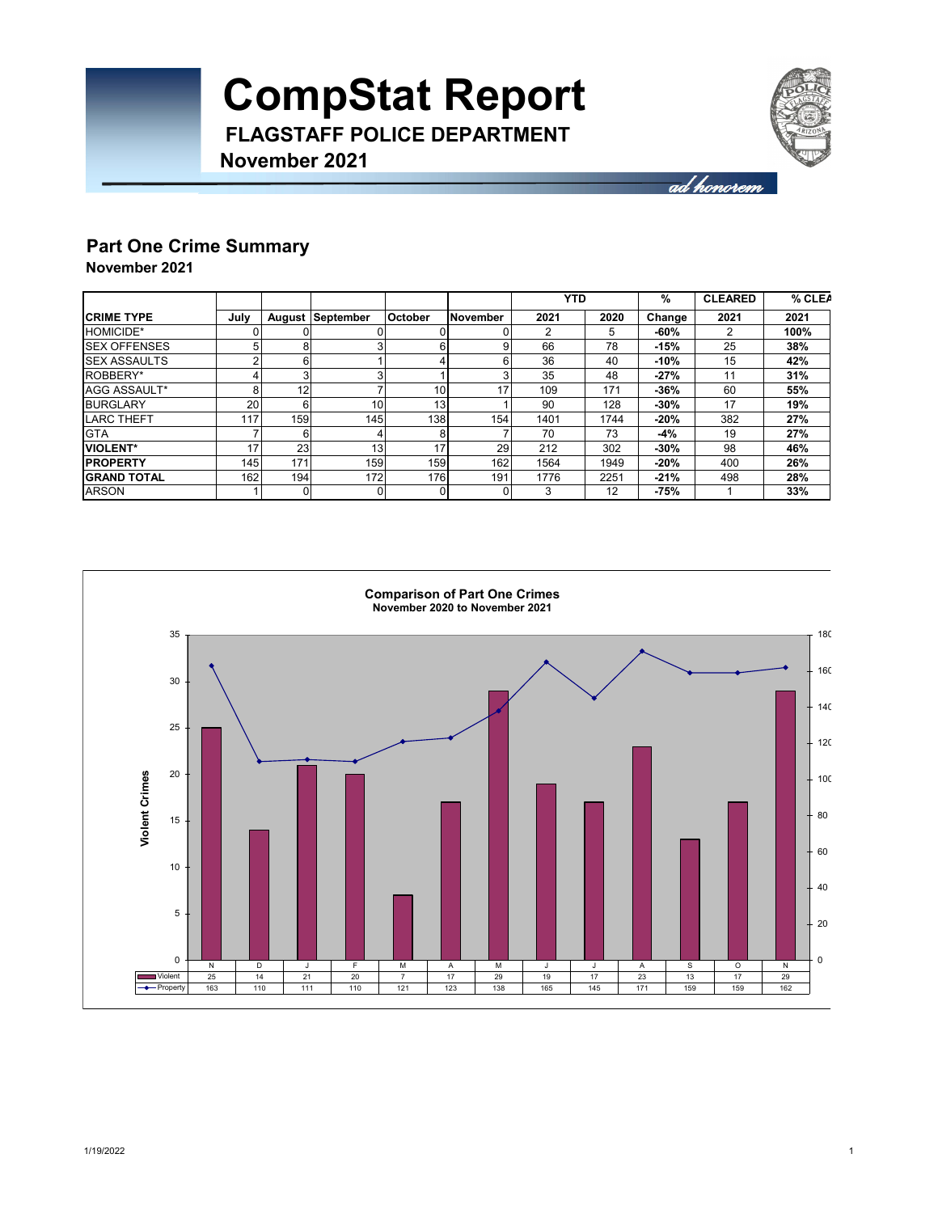# CompStat Report

**FLAGSTAFF POLICE DEPARTMENT**

**November 2021**

*ad honorem*

## Part One Crime Summary

**November 2021**

| CRIME TYPE | July | August | September | October | November | YTD 2021 | YTD 2020 | % Change | CLEARED 2021 | % CLEA 2021 |
|---|---|---|---|---|---|---|---|---|---|---|
| HOMICIDE* | 0 | 0 | 0 | 0 | 0 | 2 | 5 | -60% | 2 | 100% |
| SEX OFFENSES | 5 | 8 | 3 | 6 | 9 | 66 | 78 | -15% | 25 | 38% |
| SEX ASSAULTS | 2 | 6 | 1 | 4 | 6 | 36 | 40 | -10% | 15 | 42% |
| ROBBERY* | 4 | 3 | 3 | 1 | 3 | 35 | 48 | -27% | 11 | 31% |
| AGG ASSAULT* | 8 | 12 | 7 | 10 | 17 | 109 | 171 | -36% | 60 | 55% |
| BURGLARY | 20 | 6 | 10 | 13 | 1 | 90 | 128 | -30% | 17 | 19% |
| LARC THEFT | 117 | 159 | 145 | 138 | 154 | 1401 | 1744 | -20% | 382 | 27% |
| GTA | 7 | 6 | 4 | 8 | 7 | 70 | 73 | -4% | 19 | 27% |
| **VIOLENT*** | 17 | 23 | 13 | 17 | 29 | 212 | 302 | -30% | 98 | 46% |
| **PROPERTY** | 145 | 171 | 159 | 159 | 162 | 1564 | 1949 | -20% | 400 | 26% |
| **GRAND TOTAL** | 162 | 194 | 172 | 176 | 191 | 1776 | 2251 | -21% | 498 | 28% |
| ARSON | 1 | 0 | 0 | 0 | 0 | 3 | 12 | -75% | 1 | 33% |

**Comparison of Part One Crimes**
**November 2020 to November 2021**

| | N | D | J | F | M | A | M | J | J | A | S | O | N |
|---|---|---|---|---|---|---|---|---|---|---|---|---|---|
| Violent | 25 | 14 | 21 | 20 | 7 | 17 | 29 | 19 | 17 | 23 | 13 | 17 | 29 |
| Property | 163 | 110 | 111 | 110 | 121 | 123 | 138 | 165 | 145 | 171 | 159 | 159 | 162 |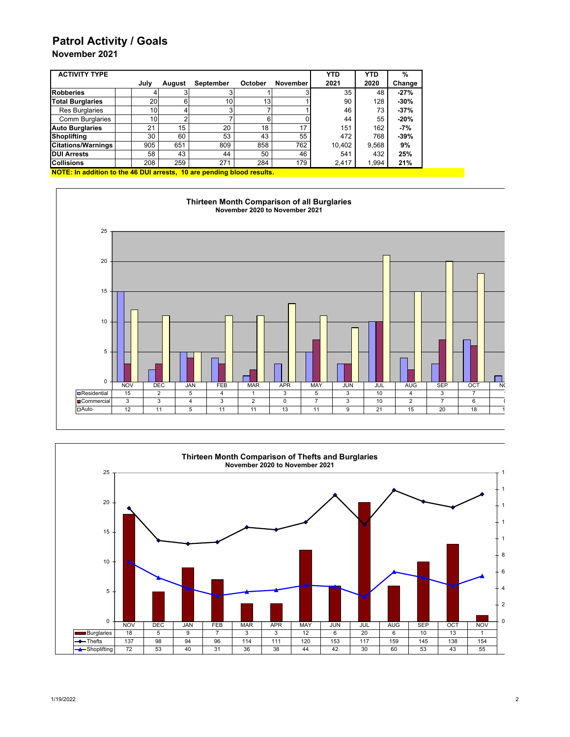# Patrol Activity / Goals

## November 2021

| ACTIVITY TYPE | July | August | September | October | November | YTD 2021 | YTD 2020 | % Change |
|---|---|---|---|---|---|---|---|---|
| **Robberies** | 4 | 3 | 3 | 1 | 3 | 35 | 48 | **-27%** |
| **Total Burglaries** | 20 | 6 | 10 | 13 | 1 | 90 | 128 | **-30%** |
| Res Burglaries | 10 | 4 | 3 | 7 | 1 | 46 | 73 | **-37%** |
| Comm Burglaries | 10 | 2 | 7 | 6 | 0 | 44 | 55 | **-20%** |
| **Auto Burglaries** | 21 | 15 | 20 | 18 | 17 | 151 | 162 | **-7%** |
| **Shoplifting** | 30 | 60 | 53 | 43 | 55 | 472 | 768 | **-39%** |
| **Citations/Warnings** | 905 | 651 | 809 | 858 | 762 | 10,402 | 9,568 | **9%** |
| **DUI Arrests** | 58 | 43 | 44 | 50 | 46 | 541 | 432 | **25%** |
| **Collisions** | 208 | 259 | 271 | 284 | 179 | 2,417 | 1,994 | **21%** |

**NOTE: In addition to the 46 DUI arrests, 10 are pending blood results.**

**Thirteen Month Comparison of all Burglaries**
**November 2020 to November 2021**

| | NOV | DEC | JAN | FEB | MAR | APR | MAY | JUN | JUL | AUG | SEP | OCT | NOV |
|---|---|---|---|---|---|---|---|---|---|---|---|---|---|
| Residential | 15 | 2 | 5 | 4 | 1 | 3 | 5 | 3 | 10 | 4 | 3 | 7 | 1 |
| Commercial | 3 | 3 | 4 | 3 | 2 | 0 | 7 | 3 | 10 | 2 | 7 | 6 | 0 |
| Auto | 12 | 11 | 5 | 11 | 11 | 13 | 11 | 9 | 21 | 15 | 20 | 18 | 1 |

**Thirteen Month Comparison of Thefts and Burglaries**
**November 2020 to November 2021**

| | NOV | DEC | JAN | FEB | MAR | APR | MAY | JUN | JUL | AUG | SEP | OCT | NOV |
|---|---|---|---|---|---|---|---|---|---|---|---|---|---|
| Burglaries | 18 | 5 | 9 | 7 | 3 | 3 | 12 | 6 | 20 | 6 | 10 | 13 | 1 |
| Thefts | 137 | 98 | 94 | 96 | 114 | 111 | 120 | 153 | 117 | 159 | 145 | 138 | 154 |
| Shoplifting | 72 | 53 | 40 | 31 | 36 | 38 | 44 | 42 | 30 | 60 | 53 | 43 | 55 |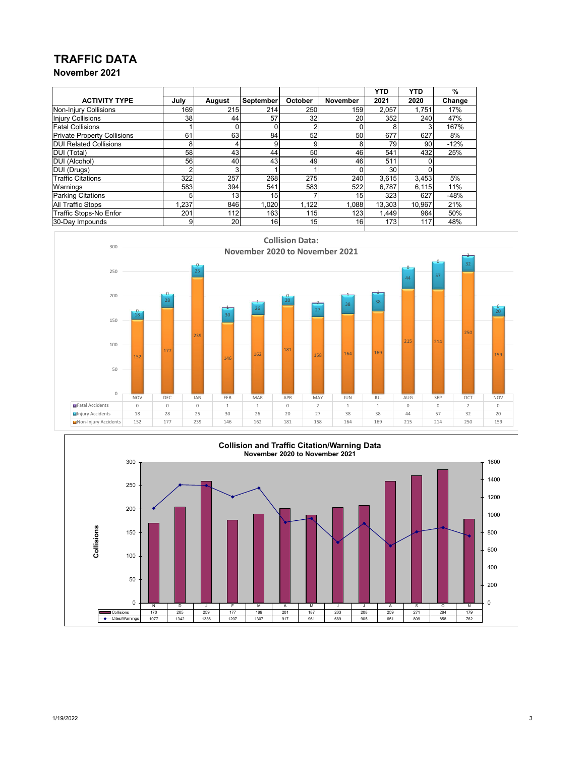# TRAFFIC DATA

## November 2021

| ACTIVITY TYPE | July | August | September | October | November | YTD 2021 | YTD 2020 | % Change |
|---|---|---|---|---|---|---|---|---|
| Non-Injury Collisions | 169 | 215 | 214 | 250 | 159 | 2,057 | 1,751 | 17% |
| Injury Collisions | 38 | 44 | 57 | 32 | 20 | 352 | 240 | 47% |
| Fatal Collisions | 1 | 0 | 0 | 2 | 0 | 8 | 3 | 167% |
| Private Property Collisions | 61 | 63 | 84 | 52 | 50 | 677 | 627 | 8% |
| DUI Related Collisions | 8 | 4 | 9 | 9 | 8 | 79 | 90 | -12% |
| DUI (Total) | 58 | 43 | 44 | 50 | 46 | 541 | 432 | 25% |
| DUI (Alcohol) | 56 | 40 | 43 | 49 | 46 | 511 | 0 | |
| DUI (Drugs) | 2 | 3 | 1 | 1 | 0 | 30 | 0 | |
| Traffic Citations | 322 | 257 | 268 | 275 | 240 | 3,615 | 3,453 | 5% |
| Warnings | 583 | 394 | 541 | 583 | 522 | 6,787 | 6,115 | 11% |
| Parking Citations | 5 | 13 | 15 | 7 | 15 | 323 | 627 | -48% |
| All Traffic Stops | 1,237 | 846 | 1,020 | 1,122 | 1,088 | 13,303 | 10,967 | 21% |
| Traffic Stops-No Enfor | 201 | 112 | 163 | 115 | 123 | 1,449 | 964 | 50% |
| 30-Day Impounds | 9 | 20 | 16 | 15 | 16 | 173 | 117 | 48% |

**Collision Data: November 2020 to November 2021**

| | NOV | DEC | JAN | FEB | MAR | APR | MAY | JUN | JUL | AUG | SEP | OCT | NOV |
|---|---|---|---|---|---|---|---|---|---|---|---|---|---|
| Fatal Accidents | 0 | 0 | 0 | 1 | 1 | 0 | 2 | 1 | 1 | 0 | 0 | 2 | 0 |
| Injury Accidents | 18 | 28 | 25 | 30 | 26 | 20 | 27 | 38 | 38 | 44 | 57 | 32 | 20 |
| Non-Injury Accidents | 152 | 177 | 239 | 146 | 162 | 181 | 158 | 164 | 169 | 215 | 214 | 250 | 159 |

**Collision and Traffic Citation/Warning Data**
**November 2020 to November 2021**

| | N | D | J | F | M | A | M | J | J | A | S | O | N |
|---|---|---|---|---|---|---|---|---|---|---|---|---|---|
| Collisions | 170 | 205 | 259 | 177 | 189 | 201 | 187 | 203 | 208 | 259 | 271 | 284 | 179 |
| Cites/Warnings | 1077 | 1342 | 1336 | 1207 | 1307 | 917 | 961 | 689 | 905 | 651 | 809 | 858 | 762 |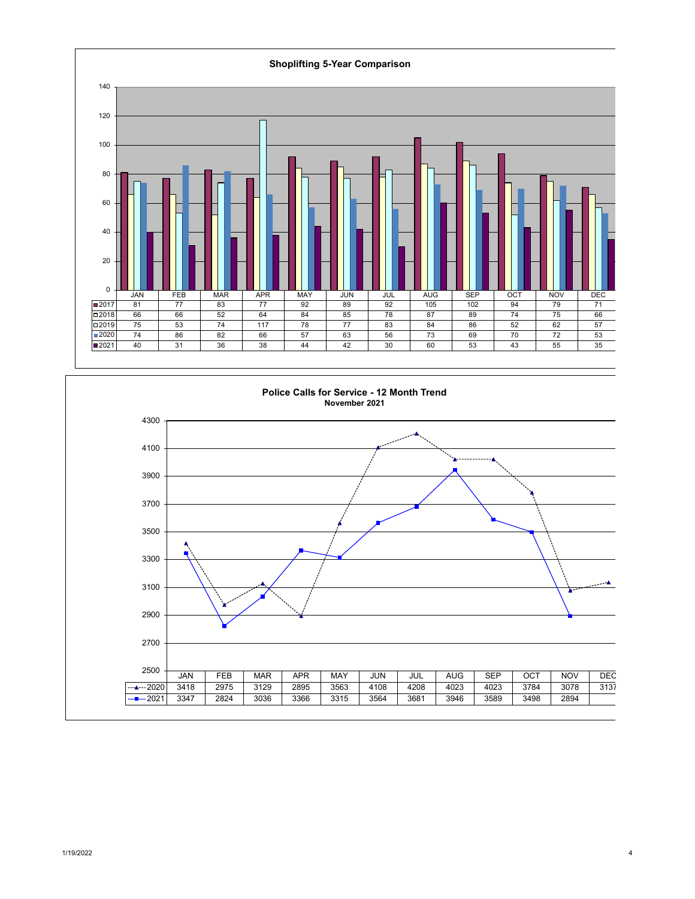## Shoplifting 5-Year Comparison

| | JAN | FEB | MAR | APR | MAY | JUN | JUL | AUG | SEP | OCT | NOV | DEC |
|---|---|---|---|---|---|---|---|---|---|---|---|---|
| 2017 | 81 | 77 | 83 | 77 | 92 | 89 | 92 | 105 | 102 | 94 | 79 | 71 |
| 2018 | 66 | 66 | 52 | 64 | 84 | 85 | 78 | 87 | 89 | 74 | 75 | 66 |
| 2019 | 75 | 53 | 74 | 117 | 78 | 77 | 83 | 84 | 86 | 52 | 62 | 57 |
| 2020 | 74 | 86 | 82 | 66 | 57 | 63 | 56 | 73 | 69 | 70 | 72 | 53 |
| 2021 | 40 | 31 | 36 | 38 | 44 | 42 | 30 | 60 | 53 | 43 | 55 | 35 |

## Police Calls for Service - 12 Month Trend

**November 2021**

| | JAN | FEB | MAR | APR | MAY | JUN | JUL | AUG | SEP | OCT | NOV | DEC |
|---|---|---|---|---|---|---|---|---|---|---|---|---|
| 2020 | 3418 | 2975 | 3129 | 2895 | 3563 | 4108 | 4208 | 4023 | 4023 | 3784 | 3078 | 3137 |
| 2021 | 3347 | 2824 | 3036 | 3366 | 3315 | 3564 | 3681 | 3946 | 3589 | 3498 | 2894 | |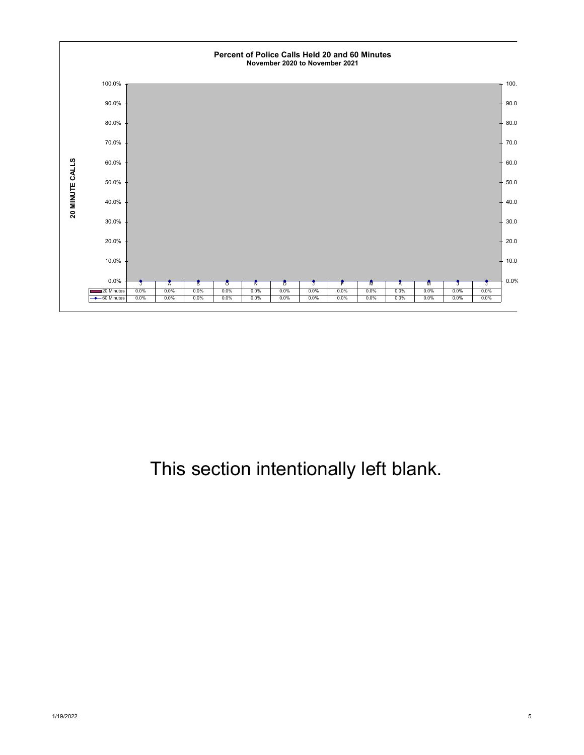**Percent of Police Calls Held 20 and 60 Minutes**
**November 2020 to November 2021**

| | J | A | S | O | N | D | J | F | M | A | M | J | J |
|---|---|---|---|---|---|---|---|---|---|---|---|---|---|
| 20 Minutes | 0.0% | 0.0% | 0.0% | 0.0% | 0.0% | 0.0% | 0.0% | 0.0% | 0.0% | 0.0% | 0.0% | 0.0% | 0.0% |
| 60 Minutes | 0.0% | 0.0% | 0.0% | 0.0% | 0.0% | 0.0% | 0.0% | 0.0% | 0.0% | 0.0% | 0.0% | 0.0% | 0.0% |

This section intentionally left blank.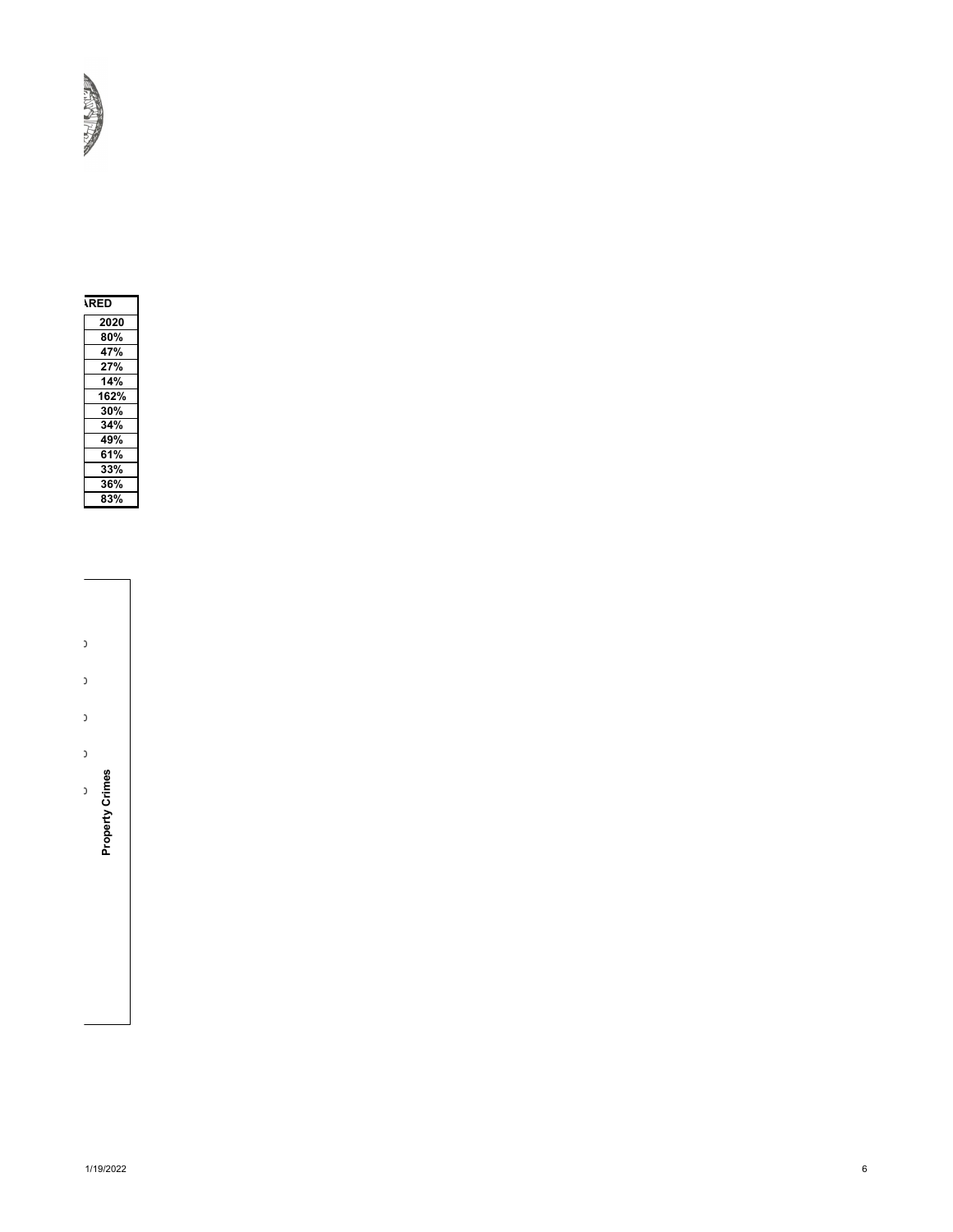| ARED |
| --- |
| 2020 |
| 80% |
| 47% |
| 27% |
| 14% |
| 162% |
| 30% |
| 34% |
| 49% |
| 61% |
| 33% |
| 36% |
| 83% |

Property Crimes

1/19/2022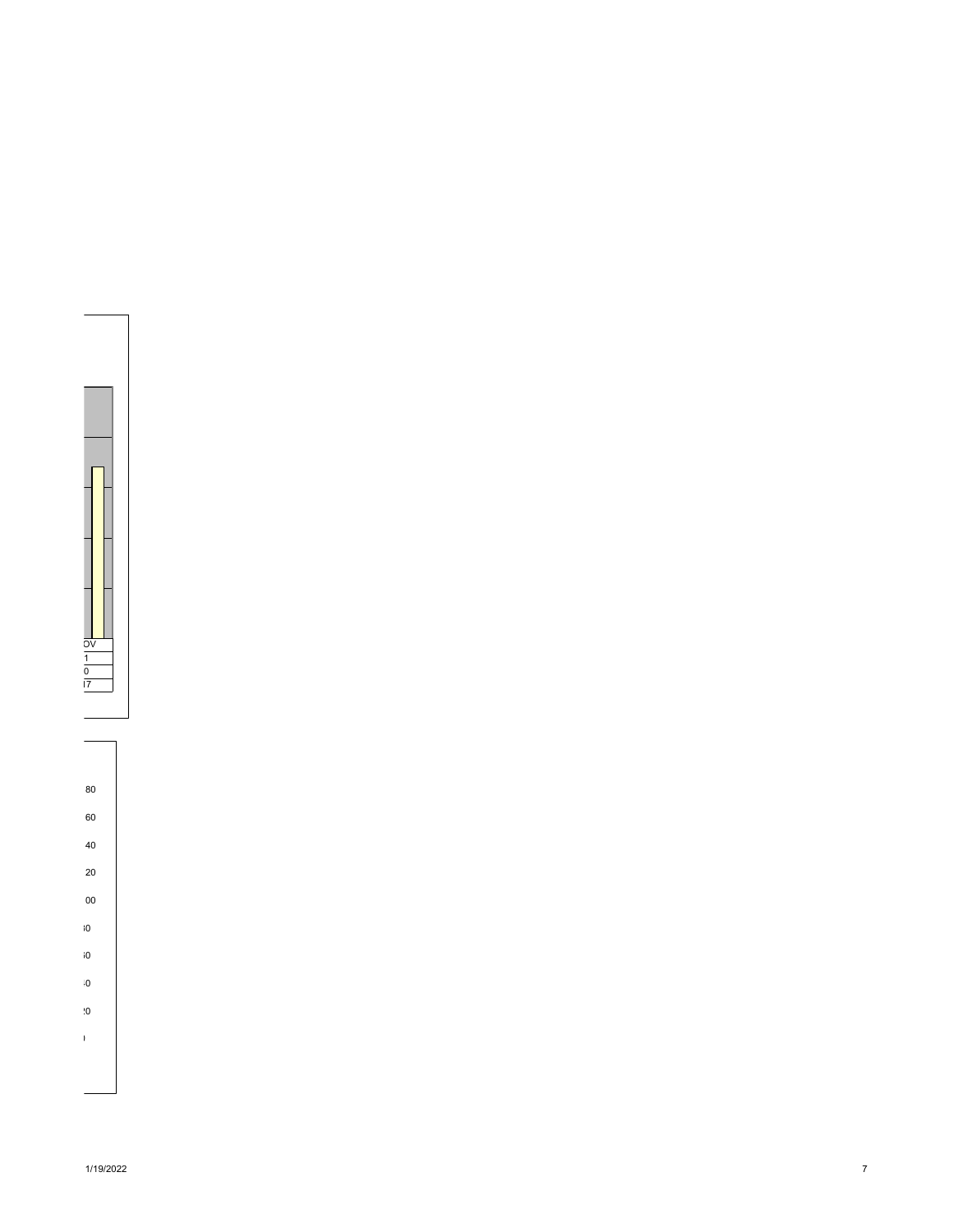| OV |
|---|
| 1 |
| 0 |
| l7 |

80

60

40

20

00

;0

;0

:0

:0

)

1/19/2022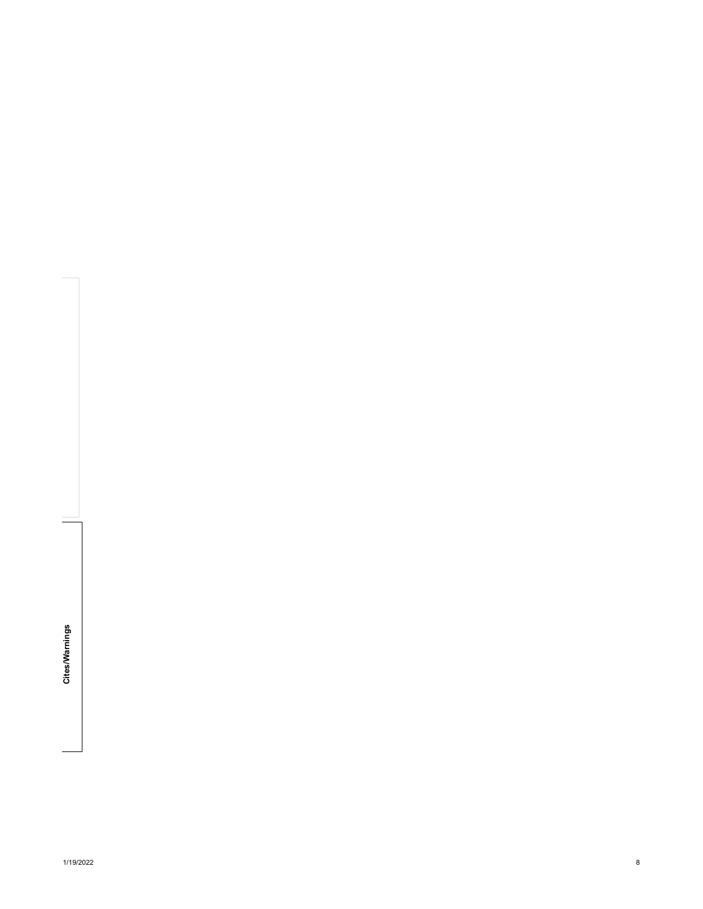Cites/Warnings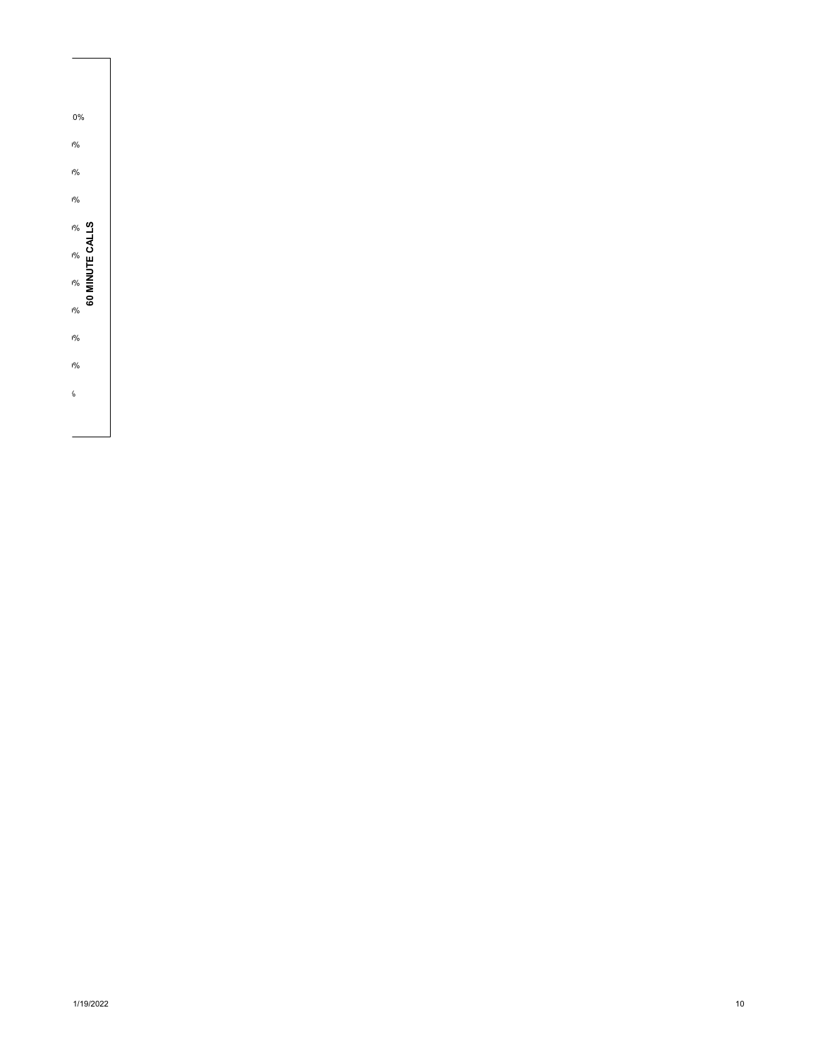0%

%

%

%

%

%

%

%

%

%

%

60 MINUTE CALLS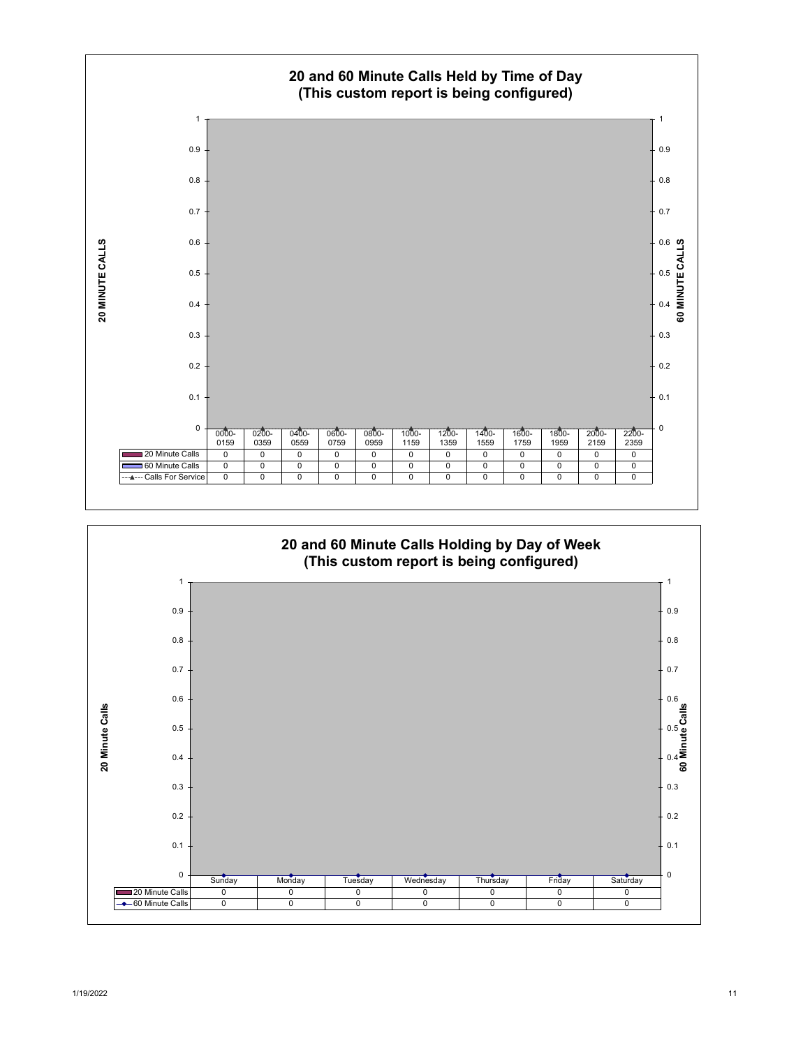## 20 and 60 Minute Calls Held by Time of Day
### (This custom report is being configured)

| | 0000-0159 | 0200-0359 | 0400-0559 | 0600-0759 | 0800-0959 | 1000-1159 | 1200-1359 | 1400-1559 | 1600-1759 | 1800-1959 | 2000-2159 | 2200-2359 |
|---|---|---|---|---|---|---|---|---|---|---|---|---|
| 20 Minute Calls | 0 | 0 | 0 | 0 | 0 | 0 | 0 | 0 | 0 | 0 | 0 | 0 |
| 60 Minute Calls | 0 | 0 | 0 | 0 | 0 | 0 | 0 | 0 | 0 | 0 | 0 | 0 |
| Calls For Service | 0 | 0 | 0 | 0 | 0 | 0 | 0 | 0 | 0 | 0 | 0 | 0 |

## 20 and 60 Minute Calls Holding by Day of Week
### (This custom report is being configured)

| | Sunday | Monday | Tuesday | Wednesday | Thursday | Friday | Saturday |
|---|---|---|---|---|---|---|---|
| 20 Minute Calls | 0 | 0 | 0 | 0 | 0 | 0 | 0 |
| 60 Minute Calls | 0 | 0 | 0 | 0 | 0 | 0 | 0 |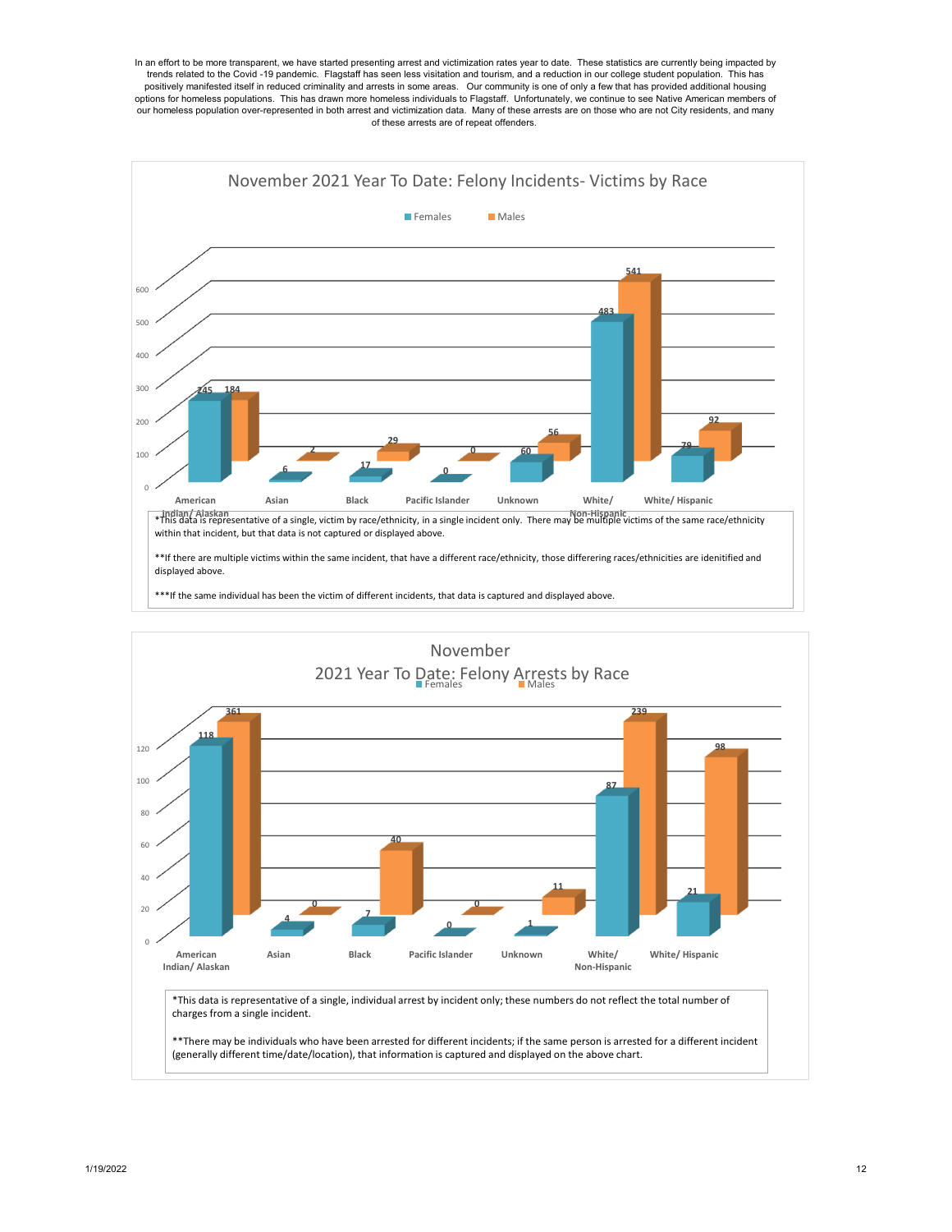In an effort to be more transparent, we have started presenting arrest and victimization rates year to date. These statistics are currently being impacted by trends related to the Covid -19 pandemic. Flagstaff has seen less visitation and tourism, and a reduction in our college student population. This has positively manifested itself in reduced criminality and arrests in some areas. Our community is one of only a few that has provided additional housing options for homeless populations. This has drawn more homeless individuals to Flagstaff. Unfortunately, we continue to see Native American members of our homeless population over-represented in both arrest and victimization data. Many of these arrests are on those who are not City residents, and many of these arrests are of repeat offenders.

## November 2021 Year To Date: Felony Incidents- Victims by Race

| Race | Females | Males |
|---|---|---|
| American Indian/ Alaskan | 245 | 184 |
| Asian | 6 | 2 |
| Black | 17 | 29 |
| Pacific Islander | 0 | 0 |
| Unknown | 60 | 56 |
| White/ Non-Hispanic | 483 | 541 |
| White/ Hispanic | 79 | 92 |

*This data is representative of a single, victim by race/ethnicity, in a single incident only. There may be multiple victims of the same race/ethnicity within that incident, but that data is not captured or displayed above.

**If there are multiple victims within the same incident, that have a different race/ethnicity, those differering races/ethnicities are idenitified and displayed above.

***If the same individual has been the victim of different incidents, that data is captured and displayed above.

## November 2021 Year To Date: Felony Arrests by Race

| Race | Females | Males |
|---|---|---|
| American Indian/ Alaskan | 118 | 361 |
| Asian | 4 | 0 |
| Black | 7 | 40 |
| Pacific Islander | 0 | 0 |
| Unknown | 1 | 11 |
| White/ Non-Hispanic | 87 | 239 |
| White/ Hispanic | 21 | 98 |

*This data is representative of a single, individual arrest by incident only; these numbers do not reflect the total number of charges from a single incident.

**There may be individuals who have been arrested for different incidents; if the same person is arrested for a different incident (generally different time/date/location), that information is captured and displayed on the above chart.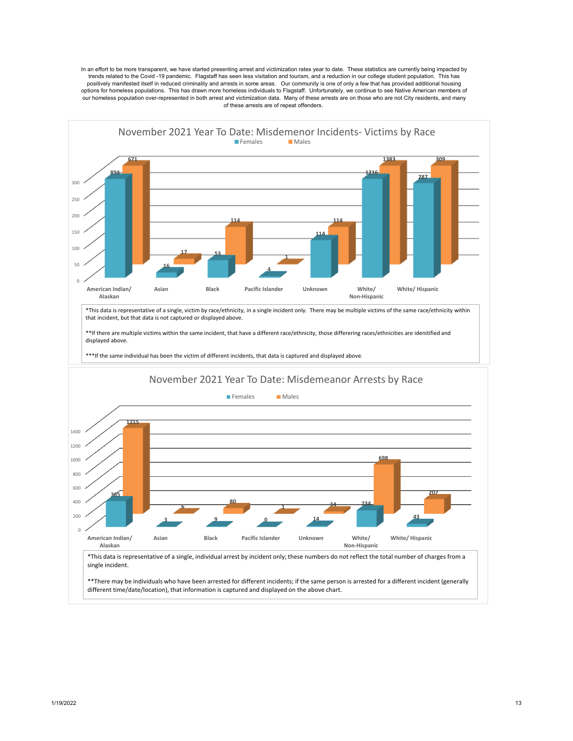In an effort to be more transparent, we have started presenting arrest and victimization rates year to date. These statistics are currently being impacted by trends related to the Covid -19 pandemic. Flagstaff has seen less visitation and tourism, and a reduction in our college student population. This has positively manifested itself in reduced criminality and arrests in some areas. Our community is one of only a few that has provided additional housing options for homeless populations. This has drawn more homeless individuals to Flagstaff. Unfortunately, we continue to see Native American members of our homeless population over-represented in both arrest and victimization data. Many of these arrests are on those who are not City residents, and many of these arrests are of repeat offenders.

## November 2021 Year To Date: Misdemenor Incidents- Victims by Race

| Race | Females | Males |
|---|---|---|
| American Indian/ Alaskan | 894 | 671 |
| Asian | 16 | 17 |
| Black | 53 | 114 |
| Pacific Islander | 4 | 1 |
| Unknown | 114 | 114 |
| White/ Non-Hispanic | 1216 | 1383 |
| White/ Hispanic | 287 | 309 |

*This data is representative of a single, victim by race/ethnicity, in a single incident only. There may be multiple victims of the same race/ethnicity within that incident, but that data is not captured or displayed above.

**If there are multiple victims within the same incident, that have a different race/ethnicity, those differening races/ethnicities are idenitified and displayed above.

***If the same individual has been the victim of different incidents, that data is captured and displayed above.

## November 2021 Year To Date: Misdemeanor Arrests by Race

| Race | Females | Males |
|---|---|---|
| American Indian/ Alaskan | 365 | 1215 |
| Asian | 3 | 6 |
| Black | 9 | 80 |
| Pacific Islander | 0 | 1 |
| Unknown | 14 | 34 |
| White/ Non-Hispanic | 234 | 698 |
| White/ Hispanic | 43 | 207 |

*This data is representative of a single, individual arrest by incident only; these numbers do not reflect the total number of charges from a single incident.

**There may be individuals who have been arrested for different incidents; if the same person is arrested for a different incident (generally different time/date/location), that information is captured and displayed on the above chart.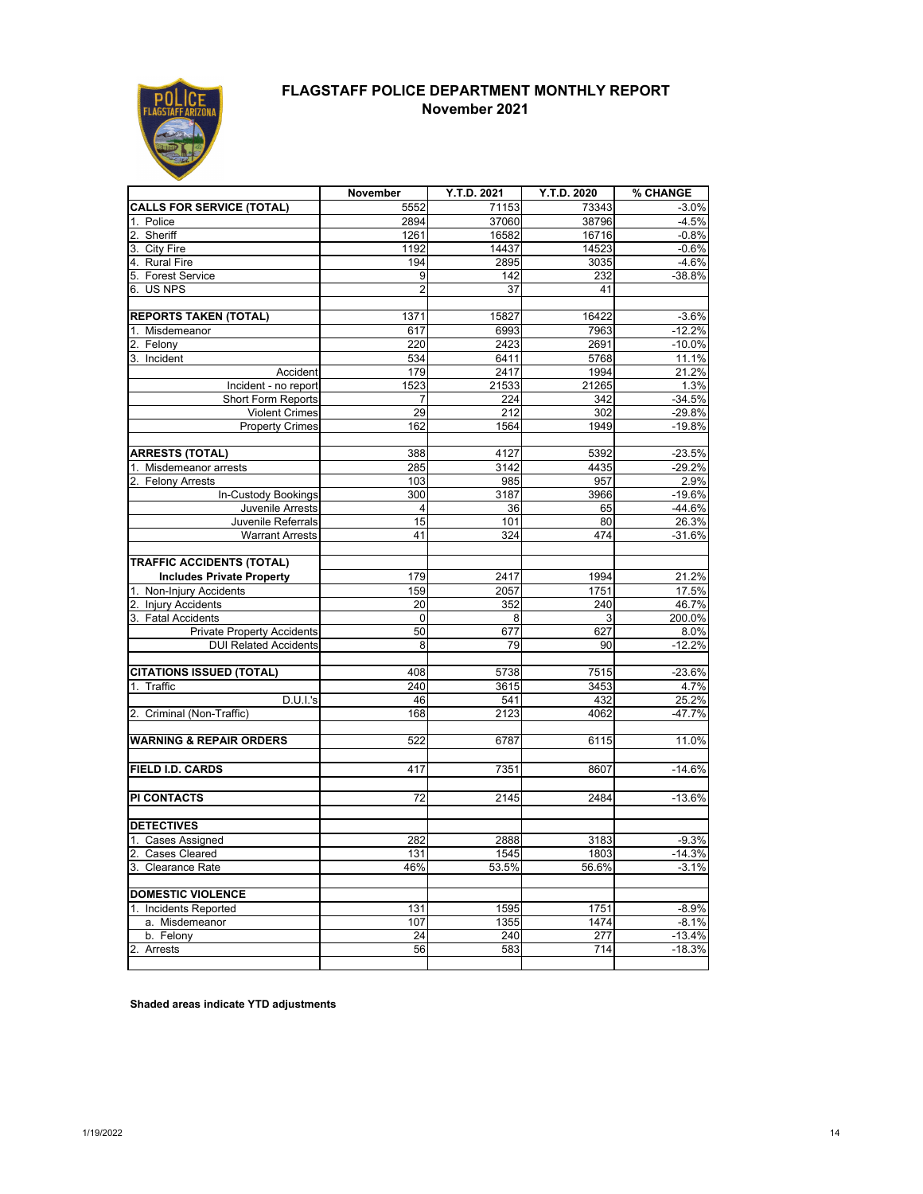# FLAGSTAFF POLICE DEPARTMENT MONTHLY REPORT

## November 2021

| | November | Y.T.D. 2021 | Y.T.D. 2020 | % CHANGE |
|---|---|---|---|---|
| **CALLS FOR SERVICE (TOTAL)** | 5552 | 71153 | 73343 | -3.0% |
| 1. Police | 2894 | 37060 | 38796 | -4.5% |
| 2. Sheriff | 1261 | 16582 | 16716 | -0.8% |
| 3. City Fire | 1192 | 14437 | 14523 | -0.6% |
| 4. Rural Fire | 194 | 2895 | 3035 | -4.6% |
| 5. Forest Service | 9 | 142 | 232 | -38.8% |
| 6. US NPS | 2 | 37 | 41 | |
| | | | | |
| **REPORTS TAKEN (TOTAL)** | 1371 | 15827 | 16422 | -3.6% |
| 1. Misdemeanor | 617 | 6993 | 7963 | -12.2% |
| 2. Felony | 220 | 2423 | 2691 | -10.0% |
| 3. Incident | 534 | 6411 | 5768 | 11.1% |
| Accident | 179 | 2417 | 1994 | 21.2% |
| Incident - no report | 1523 | 21533 | 21265 | 1.3% |
| Short Form Reports | 7 | 224 | 342 | -34.5% |
| Violent Crimes | 29 | 212 | 302 | -29.8% |
| Property Crimes | 162 | 1564 | 1949 | -19.8% |
| | | | | |
| **ARRESTS (TOTAL)** | 388 | 4127 | 5392 | -23.5% |
| 1. Misdemeanor arrests | 285 | 3142 | 4435 | -29.2% |
| 2. Felony Arrests | 103 | 985 | 957 | 2.9% |
| In-Custody Bookings | 300 | 3187 | 3966 | -19.6% |
| Juvenile Arrests | 4 | 36 | 65 | -44.6% |
| Juvenile Referrals | 15 | 101 | 80 | 26.3% |
| Warrant Arrests | 41 | 324 | 474 | -31.6% |
| | | | | |
| **TRAFFIC ACCIDENTS (TOTAL)** | | | | |
| **Includes Private Property** | 179 | 2417 | 1994 | 21.2% |
| 1. Non-Injury Accidents | 159 | 2057 | 1751 | 17.5% |
| 2. Injury Accidents | 20 | 352 | 240 | 46.7% |
| 3. Fatal Accidents | 0 | 8 | 3 | 200.0% |
| Private Property Accidents | 50 | 677 | 627 | 8.0% |
| DUI Related Accidents | 8 | 79 | 90 | -12.2% |
| | | | | |
| **CITATIONS ISSUED (TOTAL)** | 408 | 5738 | 7515 | -23.6% |
| 1. Traffic | 240 | 3615 | 3453 | 4.7% |
| D.U.I.'s | 46 | 541 | 432 | 25.2% |
| 2. Criminal (Non-Traffic) | 168 | 2123 | 4062 | -47.7% |
| | | | | |
| **WARNING & REPAIR ORDERS** | 522 | 6787 | 6115 | 11.0% |
| | | | | |
| **FIELD I.D. CARDS** | 417 | 7351 | 8607 | -14.6% |
| | | | | |
| **PI CONTACTS** | 72 | 2145 | 2484 | -13.6% |
| | | | | |
| **DETECTIVES** | | | | |
| 1. Cases Assigned | 282 | 2888 | 3183 | -9.3% |
| 2. Cases Cleared | 131 | 1545 | 1803 | -14.3% |
| 3. Clearance Rate | 46% | 53.5% | 56.6% | -3.1% |
| | | | | |
| **DOMESTIC VIOLENCE** | | | | |
| 1. Incidents Reported | 131 | 1595 | 1751 | -8.9% |
| a. Misdemeanor | 107 | 1355 | 1474 | -8.1% |
| b. Felony | 24 | 240 | 277 | -13.4% |
| 2. Arrests | 56 | 583 | 714 | -18.3% |

**Shaded areas indicate YTD adjustments**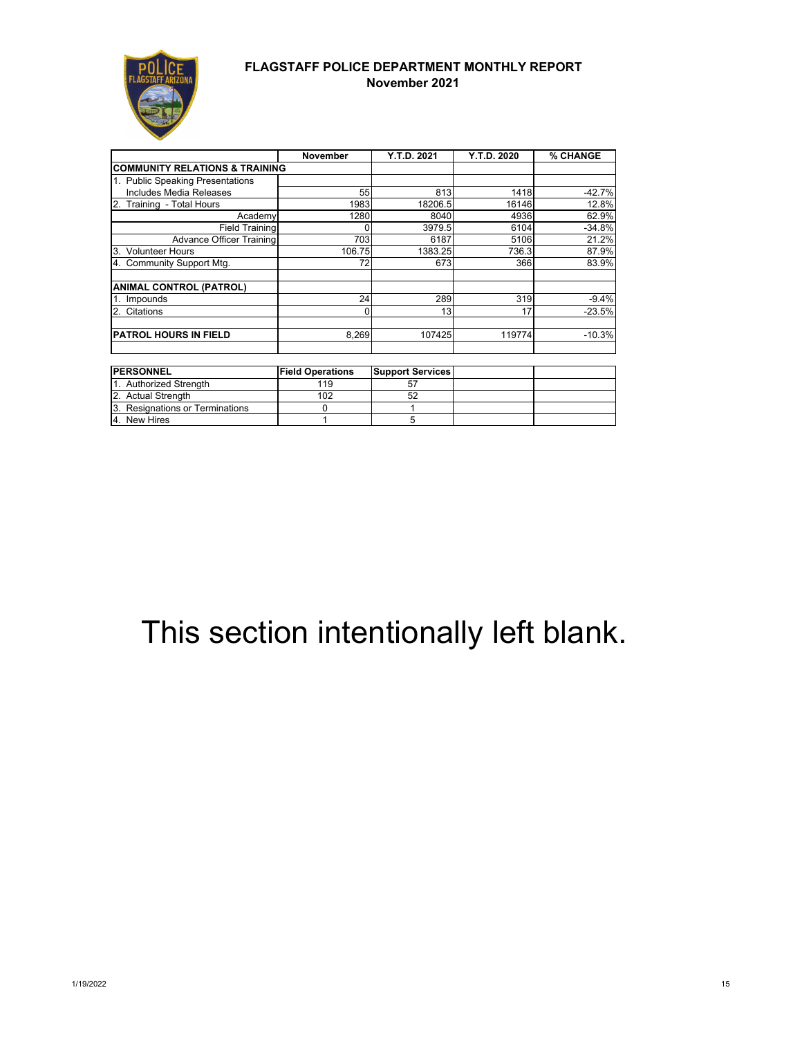# FLAGSTAFF POLICE DEPARTMENT MONTHLY REPORT
## November 2021

| | November | Y.T.D. 2021 | Y.T.D. 2020 | % CHANGE |
|---|---|---|---|---|
| **COMMUNITY RELATIONS & TRAINING** | | | | |
| 1. Public Speaking Presentations | | | | |
| Includes Media Releases | 55 | 813 | 1418 | -42.7% |
| 2. Training - Total Hours | 1983 | 18206.5 | 16146 | 12.8% |
| Academy | 1280 | 8040 | 4936 | 62.9% |
| Field Training | 0 | 3979.5 | 6104 | -34.8% |
| Advance Officer Training | 703 | 6187 | 5106 | 21.2% |
| 3. Volunteer Hours | 106.75 | 1383.25 | 736.3 | 87.9% |
| 4. Community Support Mtg. | 72 | 673 | 366 | 83.9% |
| | | | | |
| **ANIMAL CONTROL (PATROL)** | | | | |
| 1. Impounds | 24 | 289 | 319 | -9.4% |
| 2. Citations | 0 | 13 | 17 | -23.5% |
| | | | | |
| **PATROL HOURS IN FIELD** | 8,269 | 107425 | 119774 | -10.3% |

| PERSONNEL | Field Operations | Support Services |
|---|---|---|
| 1. Authorized Strength | 119 | 57 |
| 2. Actual Strength | 102 | 52 |
| 3. Resignations or Terminations | 0 | 1 |
| 4. New Hires | 1 | 5 |

This section intentionally left blank.